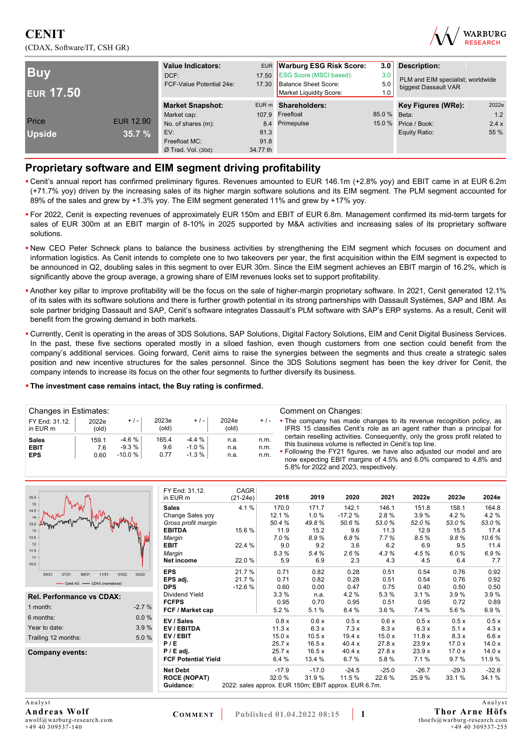# CENIT

(CDAX, Software/IT, CSH GR)

**Buy**

**EUR 17.50**

| | |
|---|---|
| Price | EUR 12.90 |
| Upside | 35.7 % |

| Value Indicators: | EUR |
|---|---|
| DCF: | 17.50 |
| FCF-Value Potential 24e: | 17.30 |

| Warburg ESG Risk Score: | 3.0 |
|---|---|
| ESG Score (MSCI based): | 3.0 |
| Balance Sheet Score: | 5.0 |
| Market Liquidity Score: | 1.0 |

**Description:** PLM and EIM specialist; worldwide biggest Dassault VAR

| Market Snapshot: | EUR m |
|---|---|
| Market cap: | 107.9 |
| No. of shares (m): | 8.4 |
| EV: | 81.3 |
| Freefloat MC: | 91.8 |
| Ø Trad. Vol. (30d): | 34.77 th |

| Shareholders: | |
|---|---|
| Freefloat | 85.0 % |
| Primepulse | 15.0 % |

| Key Figures (WRe): | 2022e |
|---|---|
| Beta: | 1.2 |
| Price / Book: | 2.4 x |
| Equity Ratio: | 55 % |

## Proprietary software and EIM segment driving profitability

- Cenit's annual report has confirmed preliminary figures. Revenues amounted to EUR 146.1m (+2.8% yoy) and EBIT came in at EUR 6.2m (+71.7% yoy) driven by the increasing sales of its higher margin software solutions and its EIM segment. The PLM segment accounted for 89% of the sales and grew by +1.3% yoy. The EIM segment generated 11% and grew by +17% yoy.
- For 2022, Cenit is expecting revenues of approximately EUR 150m and EBIT of EUR 6.8m. Management confirmed its mid-term targets for sales of EUR 300m at an EBIT margin of 8-10% in 2025 supported by M&A activities and increasing sales of its proprietary software solutions.
- New CEO Peter Schneck plans to balance the business activities by strengthening the EIM segment which focuses on document and information logistics. As Cenit intends to complete one to two takeovers per year, the first acquisition within the EIM segment is expected to be announced in Q2, doubling sales in this segment to over EUR 30m. Since the EIM segment achieves an EBIT margin of 16.2%, which is significantly above the group average, a growing share of EIM revenues looks set to support profitability.
- Another key pillar to improve profitability will be the focus on the sale of higher-margin proprietary software. In 2021, Cenit generated 12.1% of its sales with its software solutions and there is further growth potential in its strong partnerships with Dassault Systèmes, SAP and IBM. As sole partner bridging Dassault and SAP, Cenit's software integrates Dassault's PLM software with SAP's ERP systems. As a result, Cenit will benefit from the growing demand in both markets.
- Currently, Cenit is operating in the areas of 3DS Solutions, SAP Solutions, Digital Factory Solutions, EIM and Cenit Digital Business Services. In the past, these five sections operated mostly in a siloed fashion, even though customers from one section could benefit from the company's additional services. Going forward, Cenit aims to raise the synergies between the segments and thus create a strategic sales position and new incentive structures for the sales personnel. Since the 3DS Solutions segment has been the key driver for Cenit, the company intends to increase its focus on the other four segments to further diversify its business.
- **The investment case remains intact, the Buy rating is confirmed.**

**Changes in Estimates:**

| FY End: 31.12. in EUR m | 2022e (old) | + / - | 2023e (old) | + / - | 2024e (old) | + / - |
|---|---|---|---|---|---|---|
| **Sales** | 159.1 | -4.6 % | 165.4 | -4.4 % | n.a. | n.m. |
| **EBIT** | 7.6 | -9.3 % | 9.6 | -1.0 % | n.a. | n.m. |
| **EPS** | 0.60 | -10.0 % | 0.77 | -1.3 % | n.a. | n.m. |

**Comment on Changes:**

- The company has made changes to its revenue recognition policy, as IFRS 15 classifies Cenit's role as an agent rather than a principal for certain reselling activities. Consequently, only the gross profit related to this business volume is reflected in Cenit's top line.
- Following the FY21 figures, we have also adjusted our model and are now expecting EBIT margins of 4.5% and 6.0% compared to 4.8% and 5.8% for 2022 and 2023, respectively.

| FY End: 31.12. in EUR m | CAGR (21-24e) | 2018 | 2019 | 2020 | 2021 | 2022e | 2023e | 2024e |
|---|---|---|---|---|---|---|---|---|
| **Sales** | 4.1 % | 170.0 | 171.7 | 142.1 | 146.1 | 151.8 | 158.1 | 164.8 |
| Change Sales yoy | | 12.1 % | 1.0 % | -17.2 % | 2.8 % | 3.9 % | 4.2 % | 4.2 % |
| *Gross profit margin* | | 50.4 % | 49.8 % | 50.6 % | 53.0 % | 52.0 % | 53.0 % | 53.0 % |
| **EBITDA** | 15.6 % | 11.9 | 15.2 | 9.6 | 11.3 | 12.9 | 15.5 | 17.4 |
| *Margin* | | 7.0 % | 8.9 % | 6.8 % | 7.7 % | 8.5 % | 9.8 % | 10.6 % |
| **EBIT** | 22.4 % | 9.0 | 9.2 | 3.6 | 6.2 | 6.9 | 9.5 | 11.4 |
| *Margin* | | 5.3 % | 5.4 % | 2.6 % | 4.3 % | 4.5 % | 6.0 % | 6.9 % |
| **Net income** | 22.0 % | 5.9 | 6.9 | 2.3 | 4.3 | 4.5 | 6.4 | 7.7 |
| **EPS** | 21.7 % | 0.71 | 0.82 | 0.28 | 0.51 | 0.54 | 0.76 | 0.92 |
| **EPS adj.** | 21.7 % | 0.71 | 0.82 | 0.28 | 0.51 | 0.54 | 0.76 | 0.92 |
| **DPS** | -12.6 % | 0.60 | 0.00 | 0.47 | 0.75 | 0.40 | 0.50 | 0.50 |
| Dividend Yield | | 3.3 % | n.a. | 4.2 % | 5.3 % | 3.1 % | 3.9 % | 3.9 % |
| **FCFPS** | | 0.95 | 0.70 | 0.95 | 0.51 | 0.95 | 0.72 | 0.89 |
| **FCF / Market cap** | | 5.2 % | 5.1 % | 8.4 % | 3.6 % | 7.4 % | 5.6 % | 6.9 % |
| **EV / Sales** | | 0.8 x | 0.6 x | 0.5 x | 0.6 x | 0.5 x | 0.5 x | 0.5 x |
| **EV / EBITDA** | | 11.3 x | 6.3 x | 7.3 x | 8.3 x | 6.3 x | 5.1 x | 4.3 x |
| **EV / EBIT** | | 15.0 x | 10.5 x | 19.4 x | 15.0 x | 11.8 x | 8.3 x | 6.6 x |
| **P / E** | | 25.7 x | 16.5 x | 40.4 x | 27.8 x | 23.9 x | 17.0 x | 14.0 x |
| **P / E adj.** | | 25.7 x | 16.5 x | 40.4 x | 27.8 x | 23.9 x | 17.0 x | 14.0 x |
| **FCF Potential Yield** | | 6.4 % | 13.4 % | 6.7 % | 5.8 % | 7.1 % | 9.7 % | 11.9 % |
| **Net Debt** | | -17.9 | -17.0 | -24.5 | -25.0 | -26.7 | -29.3 | -32.6 |
| **ROCE (NOPAT)** | | 32.0 % | 31.9 % | 11.5 % | 22.6 % | 25.9 % | 33.1 % | 34.1 % |
| **Guidance:** | 2022: sales approx. EUR 150m; EBIT approx. EUR 6.7m. | | | | | | | |

Chart legend: Cenit AG — CDAX (normalised)

| Rel. Performance vs CDAX: | |
|---|---|
| 1 month: | -2.7 % |
| 6 months: | 0.0 % |
| Year to date: | 3.9 % |
| Trailing 12 months: | 5.0 % |

**Company events:**

Analyst
**Andreas Wolf**
awolf@warburg-research.com
+49 40 309537-140

Analyst
**Thor Arne Höfs**
thoefs@warburg-research.com
+49 40 309537-255

COMMENT | Published 01.04.2022 08:15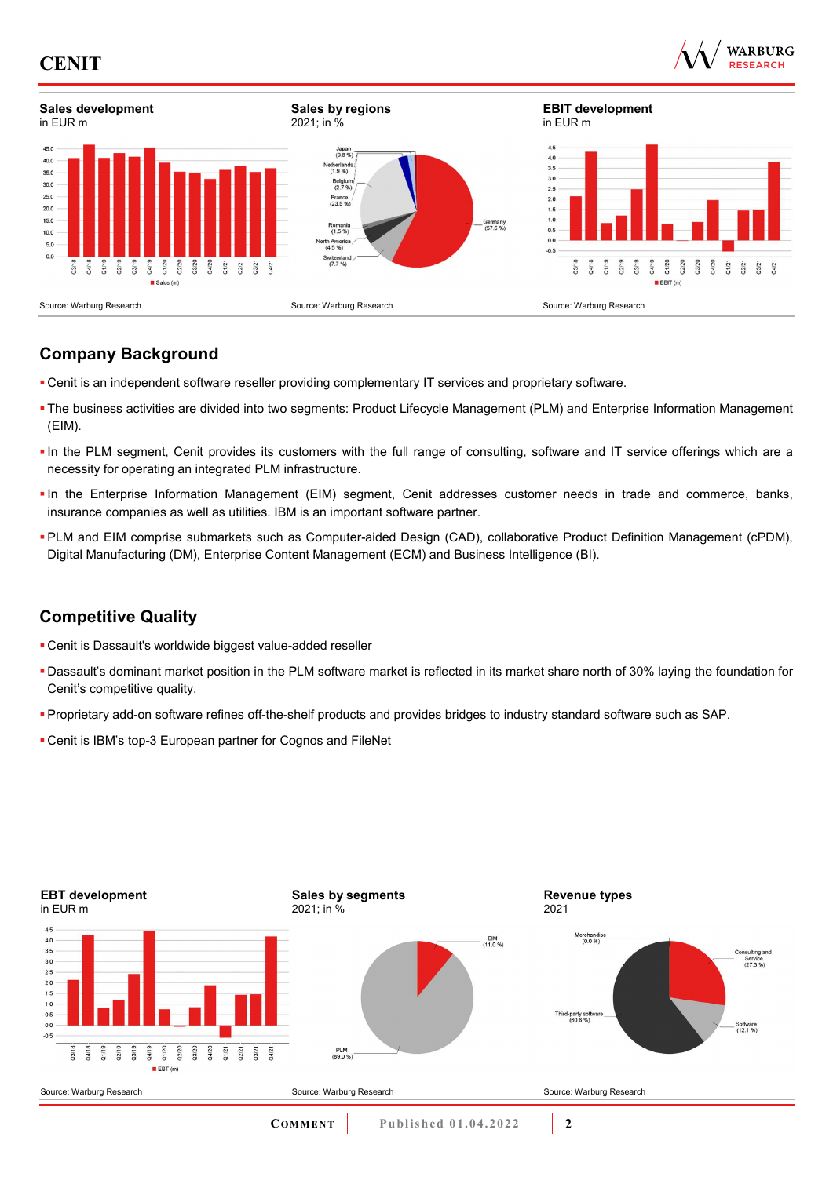**Sales development**
in EUR m

Source: Warburg Research

**Sales by regions**
2021; in %

Source: Warburg Research

**EBIT development**
in EUR m

Source: Warburg Research

## Company Background

- Cenit is an independent software reseller providing complementary IT services and proprietary software.
- The business activities are divided into two segments: Product Lifecycle Management (PLM) and Enterprise Information Management (EIM).
- In the PLM segment, Cenit provides its customers with the full range of consulting, software and IT service offerings which are a necessity for operating an integrated PLM infrastructure.
- In the Enterprise Information Management (EIM) segment, Cenit addresses customer needs in trade and commerce, banks, insurance companies as well as utilities. IBM is an important software partner.
- PLM and EIM comprise submarkets such as Computer-aided Design (CAD), collaborative Product Definition Management (cPDM), Digital Manufacturing (DM), Enterprise Content Management (ECM) and Business Intelligence (BI).

## Competitive Quality

- Cenit is Dassault's worldwide biggest value-added reseller
- Dassault's dominant market position in the PLM software market is reflected in its market share north of 30% laying the foundation for Cenit's competitive quality.
- Proprietary add-on software refines off-the-shelf products and provides bridges to industry standard software such as SAP.
- Cenit is IBM's top-3 European partner for Cognos and FileNet

**EBT development**
in EUR m

Source: Warburg Research

**Sales by segments**
2021; in %

Source: Warburg Research

**Revenue types**
2021

Source: Warburg Research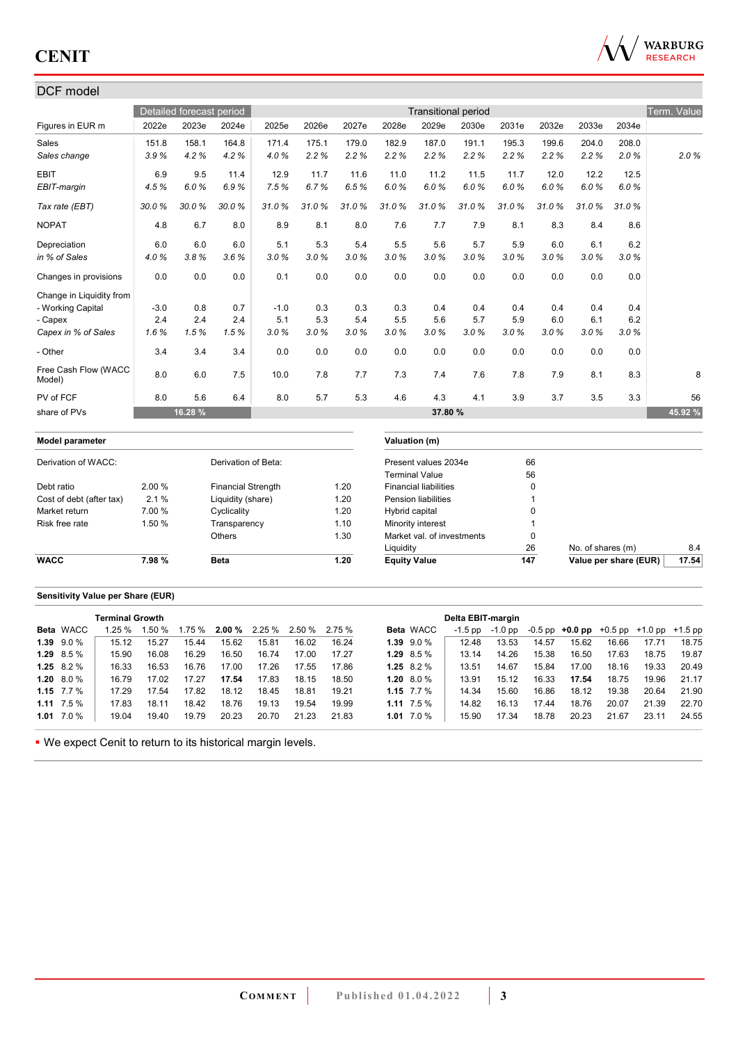## DCF model

| Figures in EUR m | Detailed forecast period | | | Transitional period | | | | | | | | | | Term. Value |
|---|---|---|---|---|---|---|---|---|---|---|---|---|---|---|
| | 2022e | 2023e | 2024e | 2025e | 2026e | 2027e | 2028e | 2029e | 2030e | 2031e | 2032e | 2033e | 2034e | |
| Sales | 151.8 | 158.1 | 164.8 | 171.4 | 175.1 | 179.0 | 182.9 | 187.0 | 191.1 | 195.3 | 199.6 | 204.0 | 208.0 | |
| *Sales change* | *3.9 %* | *4.2 %* | *4.2 %* | *4.0 %* | *2.2 %* | *2.2 %* | *2.2 %* | *2.2 %* | *2.2 %* | *2.2 %* | *2.2 %* | *2.2 %* | *2.0 %* | *2.0 %* |
| EBIT | 6.9 | 9.5 | 11.4 | 12.9 | 11.7 | 11.6 | 11.0 | 11.2 | 11.5 | 11.7 | 12.0 | 12.2 | 12.5 | |
| *EBIT-margin* | *4.5 %* | *6.0 %* | *6.9 %* | *7.5 %* | *6.7 %* | *6.5 %* | *6.0 %* | *6.0 %* | *6.0 %* | *6.0 %* | *6.0 %* | *6.0 %* | *6.0 %* | |
| *Tax rate (EBT)* | *30.0 %* | *30.0 %* | *30.0 %* | *31.0 %* | *31.0 %* | *31.0 %* | *31.0 %* | *31.0 %* | *31.0 %* | *31.0 %* | *31.0 %* | *31.0 %* | *31.0 %* | |
| NOPAT | 4.8 | 6.7 | 8.0 | 8.9 | 8.1 | 8.0 | 7.6 | 7.7 | 7.9 | 8.1 | 8.3 | 8.4 | 8.6 | |
| Depreciation | 6.0 | 6.0 | 6.0 | 5.1 | 5.3 | 5.4 | 5.5 | 5.6 | 5.7 | 5.9 | 6.0 | 6.1 | 6.2 | |
| *in % of Sales* | *4.0 %* | *3.8 %* | *3.6 %* | *3.0 %* | *3.0 %* | *3.0 %* | *3.0 %* | *3.0 %* | *3.0 %* | *3.0 %* | *3.0 %* | *3.0 %* | *3.0 %* | |
| Changes in provisions | 0.0 | 0.0 | 0.0 | 0.1 | 0.0 | 0.0 | 0.0 | 0.0 | 0.0 | 0.0 | 0.0 | 0.0 | 0.0 | |
| Change in Liquidity from | | | | | | | | | | | | | | |
| - Working Capital | -3.0 | 0.8 | 0.7 | -1.0 | 0.3 | 0.3 | 0.3 | 0.4 | 0.4 | 0.4 | 0.4 | 0.4 | 0.4 | |
| - Capex | 2.4 | 2.4 | 2.4 | 5.1 | 5.3 | 5.4 | 5.5 | 5.6 | 5.7 | 5.9 | 6.0 | 6.1 | 6.2 | |
| *Capex in % of Sales* | *1.6 %* | *1.5 %* | *1.5 %* | *3.0 %* | *3.0 %* | *3.0 %* | *3.0 %* | *3.0 %* | *3.0 %* | *3.0 %* | *3.0 %* | *3.0 %* | *3.0 %* | |
| - Other | 3.4 | 3.4 | 3.4 | 0.0 | 0.0 | 0.0 | 0.0 | 0.0 | 0.0 | 0.0 | 0.0 | 0.0 | 0.0 | |
| Free Cash Flow (WACC Model) | 8.0 | 6.0 | 7.5 | 10.0 | 7.8 | 7.7 | 7.3 | 7.4 | 7.6 | 7.8 | 7.9 | 8.1 | 8.3 | 8 |
| PV of FCF | 8.0 | 5.6 | 6.4 | 8.0 | 5.7 | 5.3 | 4.6 | 4.3 | 4.1 | 3.9 | 3.7 | 3.5 | 3.3 | 56 |
| share of PVs | | 16.28 % | | | | | | 37.80 % | | | | | | 45.92 % |

### Model parameter

| Derivation of WACC: | | Derivation of Beta: | |
|---|---|---|---|
| Debt ratio | 2.00 % | Financial Strength | 1.20 |
| Cost of debt (after tax) | 2.1 % | Liquidity (share) | 1.20 |
| Market return | 7.00 % | Cyclicality | 1.20 |
| Risk free rate | 1.50 % | Transparency | 1.10 |
| | | Others | 1.30 |
| **WACC** | **7.98 %** | **Beta** | **1.20** |

### Valuation (m)

| | |
|---|---|
| Present values 2034e | 66 |
| Terminal Value | 56 |
| Financial liabilities | 0 |
| Pension liabilities | 1 |
| Hybrid capital | 0 |
| Minority interest | 1 |
| Market val. of investments | 0 |
| Liquidity | 26 |
| **Equity Value** | **147** |

| | |
|---|---|
| No. of shares (m) | 8.4 |
| **Value per share (EUR)** | **17.54** |

### Sensitivity Value per Share (EUR)

| Beta | WACC | Terminal Growth 1.25 % | 1.50 % | 1.75 % | **2.00 %** | 2.25 % | 2.50 % | 2.75 % |
|---|---|---|---|---|---|---|---|---|
| **1.39** | 9.0 % | 15.12 | 15.27 | 15.44 | 15.62 | 15.81 | 16.02 | 16.24 |
| **1.29** | 8.5 % | 15.90 | 16.08 | 16.29 | 16.50 | 16.74 | 17.00 | 17.27 |
| **1.25** | 8.2 % | 16.33 | 16.53 | 16.76 | 17.00 | 17.26 | 17.55 | 17.86 |
| **1.20** | 8.0 % | 16.79 | 17.02 | 17.27 | **17.54** | 17.83 | 18.15 | 18.50 |
| **1.15** | 7.7 % | 17.29 | 17.54 | 17.82 | 18.12 | 18.45 | 18.81 | 19.21 |
| **1.11** | 7.5 % | 17.83 | 18.11 | 18.42 | 18.76 | 19.13 | 19.54 | 19.99 |
| **1.01** | 7.0 % | 19.04 | 19.40 | 19.79 | 20.23 | 20.70 | 21.23 | 21.83 |

| Beta | WACC | Delta EBIT-margin -1.5 pp | -1.0 pp | -0.5 pp | **+0.0 pp** | +0.5 pp | +1.0 pp | +1.5 pp |
|---|---|---|---|---|---|---|---|---|
| **1.39** | 9.0 % | 12.48 | 13.53 | 14.57 | 15.62 | 16.66 | 17.71 | 18.75 |
| **1.29** | 8.5 % | 13.14 | 14.26 | 15.38 | 16.50 | 17.63 | 18.75 | 19.87 |
| **1.25** | 8.2 % | 13.51 | 14.67 | 15.84 | 17.00 | 18.16 | 19.33 | 20.49 |
| **1.20** | 8.0 % | 13.91 | 15.12 | 16.33 | **17.54** | 18.75 | 19.96 | 21.17 |
| **1.15** | 7.7 % | 14.34 | 15.60 | 16.86 | 18.12 | 19.38 | 20.64 | 21.90 |
| **1.11** | 7.5 % | 14.82 | 16.13 | 17.44 | 18.76 | 20.07 | 21.39 | 22.70 |
| **1.01** | 7.0 % | 15.90 | 17.34 | 18.78 | 20.23 | 21.67 | 23.11 | 24.55 |

- We expect Cenit to return to its historical margin levels.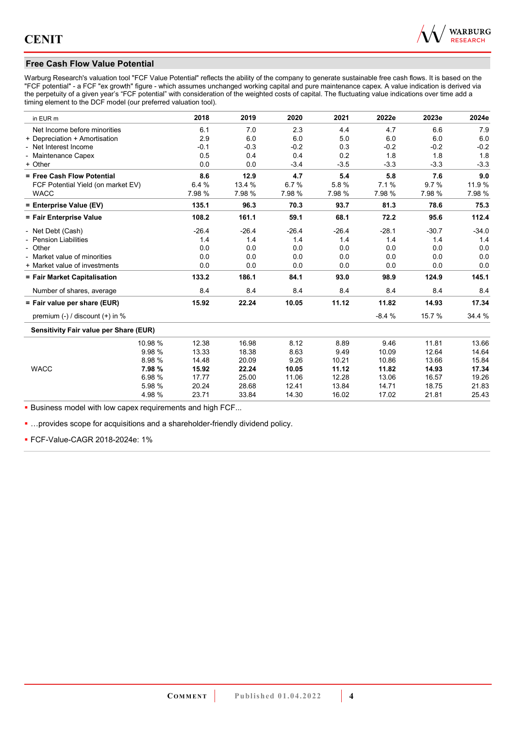## Free Cash Flow Value Potential

Warburg Research's valuation tool "FCF Value Potential" reflects the ability of the company to generate sustainable free cash flows. It is based on the "FCF potential" - a FCF "ex growth" figure - which assumes unchanged working capital and pure maintenance capex. A value indication is derived via the perpetuity of a given year's "FCF potential" with consideration of the weighted costs of capital. The fluctuating value indications over time add a timing element to the DCF model (our preferred valuation tool).

| in EUR m | | 2018 | 2019 | 2020 | 2021 | 2022e | 2023e | 2024e |
|---|---|---|---|---|---|---|---|---|
| Net Income before minorities | | 6.1 | 7.0 | 2.3 | 4.4 | 4.7 | 6.6 | 7.9 |
| + Depreciation + Amortisation | | 2.9 | 6.0 | 6.0 | 5.0 | 6.0 | 6.0 | 6.0 |
| - Net Interest Income | | -0.1 | -0.3 | -0.2 | 0.3 | -0.2 | -0.2 | -0.2 |
| - Maintenance Capex | | 0.5 | 0.4 | 0.4 | 0.2 | 1.8 | 1.8 | 1.8 |
| + Other | | 0.0 | 0.0 | -3.4 | -3.5 | -3.3 | -3.3 | -3.3 |
| **= Free Cash Flow Potential** | | **8.6** | **12.9** | **4.7** | **5.4** | **5.8** | **7.6** | **9.0** |
| FCF Potential Yield (on market EV) | | 6.4 % | 13.4 % | 6.7 % | 5.8 % | 7.1 % | 9.7 % | 11.9 % |
| WACC | | 7.98 % | 7.98 % | 7.98 % | 7.98 % | 7.98 % | 7.98 % | 7.98 % |
| **= Enterprise Value (EV)** | | **135.1** | **96.3** | **70.3** | **93.7** | **81.3** | **78.6** | **75.3** |
| **= Fair Enterprise Value** | | **108.2** | **161.1** | **59.1** | **68.1** | **72.2** | **95.6** | **112.4** |
| - Net Debt (Cash) | | -26.4 | -26.4 | -26.4 | -26.4 | -28.1 | -30.7 | -34.0 |
| - Pension Liabilities | | 1.4 | 1.4 | 1.4 | 1.4 | 1.4 | 1.4 | 1.4 |
| - Other | | 0.0 | 0.0 | 0.0 | 0.0 | 0.0 | 0.0 | 0.0 |
| - Market value of minorities | | 0.0 | 0.0 | 0.0 | 0.0 | 0.0 | 0.0 | 0.0 |
| + Market value of investments | | 0.0 | 0.0 | 0.0 | 0.0 | 0.0 | 0.0 | 0.0 |
| **= Fair Market Capitalisation** | | **133.2** | **186.1** | **84.1** | **93.0** | **98.9** | **124.9** | **145.1** |
| Number of shares, average | | 8.4 | 8.4 | 8.4 | 8.4 | 8.4 | 8.4 | 8.4 |
| **= Fair value per share (EUR)** | | **15.92** | **22.24** | **10.05** | **11.12** | **11.82** | **14.93** | **17.34** |
| premium (-) / discount (+) in % | | | | | | -8.4 % | 15.7 % | 34.4 % |
| **Sensitivity Fair value per Share (EUR)** | | | | | | | | |
| | 10.98 % | 12.38 | 16.98 | 8.12 | 8.89 | 9.46 | 11.81 | 13.66 |
| | 9.98 % | 13.33 | 18.38 | 8.63 | 9.49 | 10.09 | 12.64 | 14.64 |
| | 8.98 % | 14.48 | 20.09 | 9.26 | 10.21 | 10.86 | 13.66 | 15.84 |
| WACC | **7.98 %** | **15.92** | **22.24** | **10.05** | **11.12** | **11.82** | **14.93** | **17.34** |
| | 6.98 % | 17.77 | 25.00 | 11.06 | 12.28 | 13.06 | 16.57 | 19.26 |
| | 5.98 % | 20.24 | 28.68 | 12.41 | 13.84 | 14.71 | 18.75 | 21.83 |
| | 4.98 % | 23.71 | 33.84 | 14.30 | 16.02 | 17.02 | 21.81 | 25.43 |

- Business model with low capex requirements and high FCF...
- …provides scope for acquisitions and a shareholder-friendly dividend policy.
- FCF-Value-CAGR 2018-2024e: 1%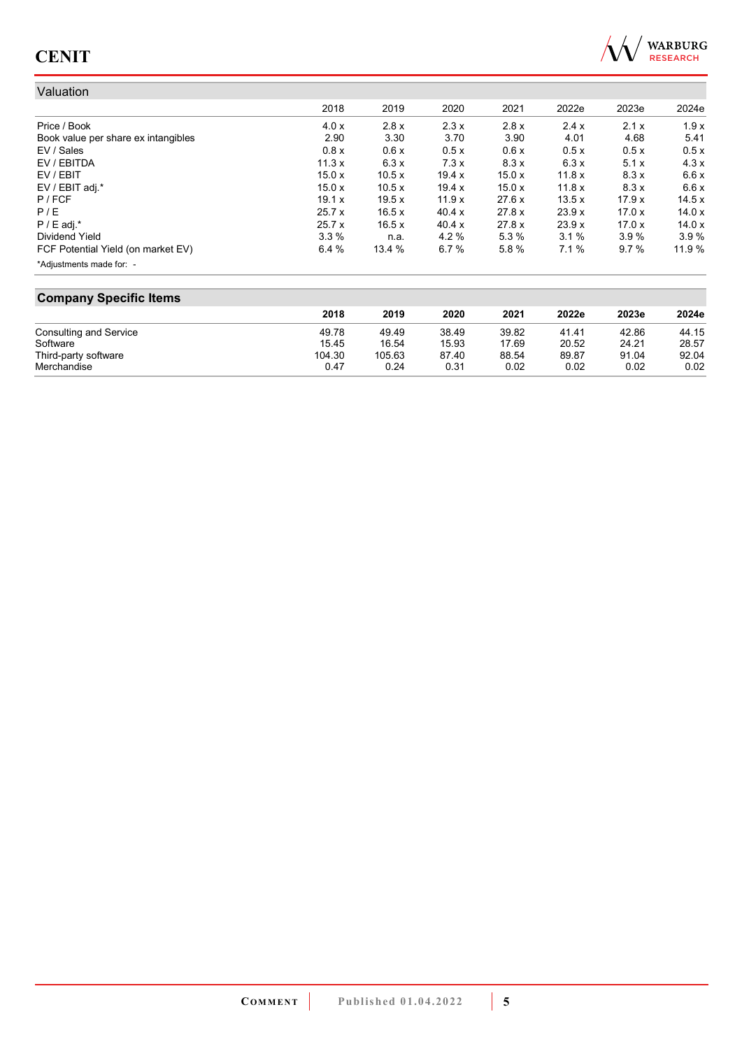## Valuation

| | 2018 | 2019 | 2020 | 2021 | 2022e | 2023e | 2024e |
|---|---|---|---|---|---|---|---|
| Price / Book | 4.0 x | 2.8 x | 2.3 x | 2.8 x | 2.4 x | 2.1 x | 1.9 x |
| Book value per share ex intangibles | 2.90 | 3.30 | 3.70 | 3.90 | 4.01 | 4.68 | 5.41 |
| EV / Sales | 0.8 x | 0.6 x | 0.5 x | 0.6 x | 0.5 x | 0.5 x | 0.5 x |
| EV / EBITDA | 11.3 x | 6.3 x | 7.3 x | 8.3 x | 6.3 x | 5.1 x | 4.3 x |
| EV / EBIT | 15.0 x | 10.5 x | 19.4 x | 15.0 x | 11.8 x | 8.3 x | 6.6 x |
| EV / EBIT adj.* | 15.0 x | 10.5 x | 19.4 x | 15.0 x | 11.8 x | 8.3 x | 6.6 x |
| P / FCF | 19.1 x | 19.5 x | 11.9 x | 27.6 x | 13.5 x | 17.9 x | 14.5 x |
| P / E | 25.7 x | 16.5 x | 40.4 x | 27.8 x | 23.9 x | 17.0 x | 14.0 x |
| P / E adj.* | 25.7 x | 16.5 x | 40.4 x | 27.8 x | 23.9 x | 17.0 x | 14.0 x |
| Dividend Yield | 3.3 % | n.a. | 4.2 % | 5.3 % | 3.1 % | 3.9 % | 3.9 % |
| FCF Potential Yield (on market EV) | 6.4 % | 13.4 % | 6.7 % | 5.8 % | 7.1 % | 9.7 % | 11.9 % |

*Adjustments made for: -

## Company Specific Items

| | 2018 | 2019 | 2020 | 2021 | 2022e | 2023e | 2024e |
|---|---|---|---|---|---|---|---|
| Consulting and Service | 49.78 | 49.49 | 38.49 | 39.82 | 41.41 | 42.86 | 44.15 |
| Software | 15.45 | 16.54 | 15.93 | 17.69 | 20.52 | 24.21 | 28.57 |
| Third-party software | 104.30 | 105.63 | 87.40 | 88.54 | 89.87 | 91.04 | 92.04 |
| Merchandise | 0.47 | 0.24 | 0.31 | 0.02 | 0.02 | 0.02 | 0.02 |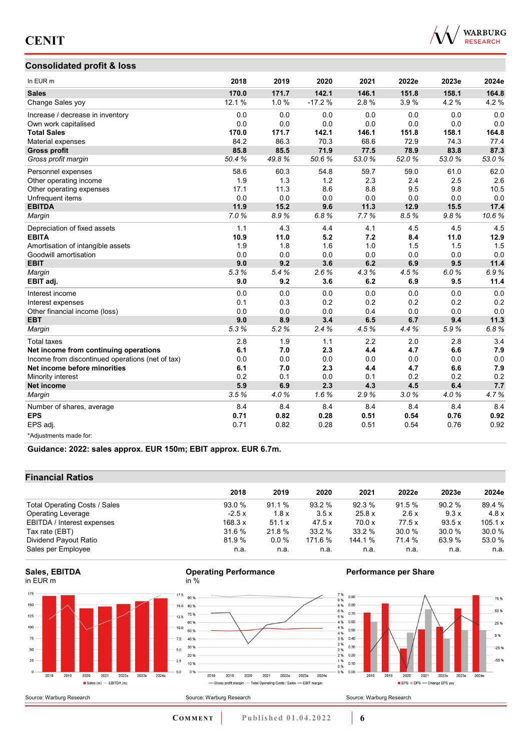## Consolidated profit & loss

| In EUR m | 2018 | 2019 | 2020 | 2021 | 2022e | 2023e | 2024e |
|---|---|---|---|---|---|---|---|
| **Sales** | **170.0** | **171.7** | **142.1** | **146.1** | **151.8** | **158.1** | **164.8** |
| Change Sales yoy | 12.1 % | 1.0 % | -17.2 % | 2.8 % | 3.9 % | 4.2 % | 4.2 % |
| Increase / decrease in inventory | 0.0 | 0.0 | 0.0 | 0.0 | 0.0 | 0.0 | 0.0 |
| Own work capitalised | 0.0 | 0.0 | 0.0 | 0.0 | 0.0 | 0.0 | 0.0 |
| **Total Sales** | **170.0** | **171.7** | **142.1** | **146.1** | **151.8** | **158.1** | **164.8** |
| Material expenses | 84.2 | 86.3 | 70.3 | 68.6 | 72.9 | 74.3 | 77.4 |
| **Gross profit** | **85.8** | **85.5** | **71.9** | **77.5** | **78.9** | **83.8** | **87.3** |
| *Gross profit margin* | *50.4 %* | *49.8 %* | *50.6 %* | *53.0 %* | *52.0 %* | *53.0 %* | *53.0 %* |
| Personnel expenses | 58.6 | 60.3 | 54.8 | 59.7 | 59.0 | 61.0 | 62.0 |
| Other operating income | 1.9 | 1.3 | 1.2 | 2.3 | 2.4 | 2.5 | 2.6 |
| Other operating expenses | 17.1 | 11.3 | 8.6 | 8.8 | 9.5 | 9.8 | 10.5 |
| Unfrequent items | 0.0 | 0.0 | 0.0 | 0.0 | 0.0 | 0.0 | 0.0 |
| **EBITDA** | **11.9** | **15.2** | **9.6** | **11.3** | **12.9** | **15.5** | **17.4** |
| *Margin* | *7.0 %* | *8.9 %* | *6.8 %* | *7.7 %* | *8.5 %* | *9.8 %* | *10.6 %* |
| Depreciation of fixed assets | 1.1 | 4.3 | 4.4 | 4.1 | 4.5 | 4.5 | 4.5 |
| **EBITA** | **10.9** | **11.0** | **5.2** | **7.2** | **8.4** | **11.0** | **12.9** |
| Amortisation of intangible assets | 1.9 | 1.8 | 1.6 | 1.0 | 1.5 | 1.5 | 1.5 |
| Goodwill amortisation | 0.0 | 0.0 | 0.0 | 0.0 | 0.0 | 0.0 | 0.0 |
| **EBIT** | **9.0** | **9.2** | **3.6** | **6.2** | **6.9** | **9.5** | **11.4** |
| *Margin* | *5.3 %* | *5.4 %* | *2.6 %* | *4.3 %* | *4.5 %* | *6.0 %* | *6.9 %* |
| **EBIT adj.** | **9.0** | **9.2** | **3.6** | **6.2** | **6.9** | **9.5** | **11.4** |
| Interest income | 0.0 | 0.0 | 0.0 | 0.0 | 0.0 | 0.0 | 0.0 |
| Interest expenses | 0.1 | 0.3 | 0.2 | 0.2 | 0.2 | 0.2 | 0.2 |
| Other financial income (loss) | 0.0 | 0.0 | 0.0 | 0.4 | 0.0 | 0.0 | 0.0 |
| **EBT** | **9.0** | **8.9** | **3.4** | **6.5** | **6.7** | **9.4** | **11.3** |
| *Margin* | *5.3 %* | *5.2 %* | *2.4 %* | *4.5 %* | *4.4 %* | *5.9 %* | *6.8 %* |
| Total taxes | 2.8 | 1.9 | 1.1 | 2.2 | 2.0 | 2.8 | 3.4 |
| **Net income from continuing operations** | **6.1** | **7.0** | **2.3** | **4.4** | **4.7** | **6.6** | **7.9** |
| Income from discontinued operations (net of tax) | 0.0 | 0.0 | 0.0 | 0.0 | 0.0 | 0.0 | 0.0 |
| **Net income before minorities** | **6.1** | **7.0** | **2.3** | **4.4** | **4.7** | **6.6** | **7.9** |
| Minority interest | 0.2 | 0.1 | 0.0 | 0.1 | 0.2 | 0.2 | 0.2 |
| **Net income** | **5.9** | **6.9** | **2.3** | **4.3** | **4.5** | **6.4** | **7.7** |
| *Margin* | *3.5 %* | *4.0 %* | *1.6 %* | *2.9 %* | *3.0 %* | *4.0 %* | *4.7 %* |
| Number of shares, average | 8.4 | 8.4 | 8.4 | 8.4 | 8.4 | 8.4 | 8.4 |
| **EPS** | **0.71** | **0.82** | **0.28** | **0.51** | **0.54** | **0.76** | **0.92** |
| EPS adj. | 0.71 | 0.82 | 0.28 | 0.51 | 0.54 | 0.76 | 0.92 |

*Adjustments made for:

**Guidance: 2022: sales approx. EUR 150m; EBIT approx. EUR 6.7m.**

## Financial Ratios

| | 2018 | 2019 | 2020 | 2021 | 2022e | 2023e | 2024e |
|---|---|---|---|---|---|---|---|
| Total Operating Costs / Sales | 93.0 % | 91.1 % | 93.2 % | 92.3 % | 91.5 % | 90.2 % | 89.4 % |
| Operating Leverage | -2.5 x | 1.8 x | 3.5 x | 25.8 x | 2.6 x | 9.3 x | 4.8 x |
| EBITDA / Interest expenses | 168.3 x | 51.1 x | 47.5 x | 70.0 x | 77.5 x | 93.5 x | 105.1 x |
| Tax rate (EBT) | 31.6 % | 21.8 % | 33.2 % | 33.2 % | 30.0 % | 30.0 % | 30.0 % |
| Dividend Payout Ratio | 81.9 % | 0.0 % | 171.6 % | 144.1 % | 71.4 % | 63.9 % | 53.0 % |
| Sales per Employee | n.a. | n.a. | n.a. | n.a. | n.a. | n.a. | n.a. |

**Sales, EBITDA**
in EUR m

Source: Warburg Research

**Operating Performance**
in %

Source: Warburg Research

**Performance per Share**

Source: Warburg Research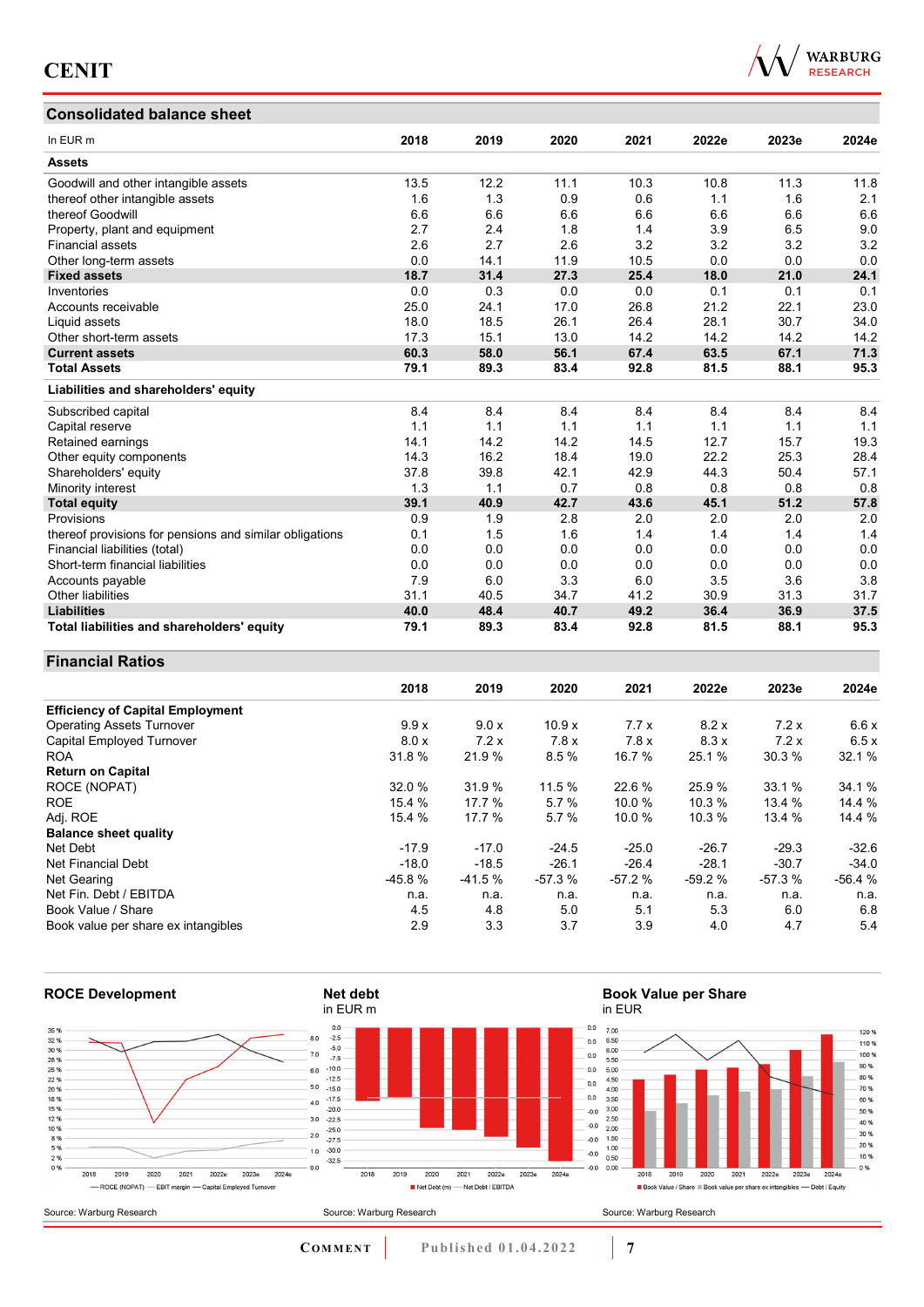## Consolidated balance sheet

| In EUR m | 2018 | 2019 | 2020 | 2021 | 2022e | 2023e | 2024e |
|---|---|---|---|---|---|---|---|
| **Assets** | | | | | | | |
| Goodwill and other intangible assets | 13.5 | 12.2 | 11.1 | 10.3 | 10.8 | 11.3 | 11.8 |
| thereof other intangible assets | 1.6 | 1.3 | 0.9 | 0.6 | 1.1 | 1.6 | 2.1 |
| thereof Goodwill | 6.6 | 6.6 | 6.6 | 6.6 | 6.6 | 6.6 | 6.6 |
| Property, plant and equipment | 2.7 | 2.4 | 1.8 | 1.4 | 3.9 | 6.5 | 9.0 |
| Financial assets | 2.6 | 2.7 | 2.6 | 3.2 | 3.2 | 3.2 | 3.2 |
| Other long-term assets | 0.0 | 14.1 | 11.9 | 10.5 | 0.0 | 0.0 | 0.0 |
| **Fixed assets** | **18.7** | **31.4** | **27.3** | **25.4** | **18.0** | **21.0** | **24.1** |
| Inventories | 0.0 | 0.3 | 0.0 | 0.0 | 0.1 | 0.1 | 0.1 |
| Accounts receivable | 25.0 | 24.1 | 17.0 | 26.8 | 21.2 | 22.1 | 23.0 |
| Liquid assets | 18.0 | 18.5 | 26.1 | 26.4 | 28.1 | 30.7 | 34.0 |
| Other short-term assets | 17.3 | 15.1 | 13.0 | 14.2 | 14.2 | 14.2 | 14.2 |
| **Current assets** | **60.3** | **58.0** | **56.1** | **67.4** | **63.5** | **67.1** | **71.3** |
| **Total Assets** | **79.1** | **89.3** | **83.4** | **92.8** | **81.5** | **88.1** | **95.3** |
| **Liabilities and shareholders' equity** | | | | | | | |
| Subscribed capital | 8.4 | 8.4 | 8.4 | 8.4 | 8.4 | 8.4 | 8.4 |
| Capital reserve | 1.1 | 1.1 | 1.1 | 1.1 | 1.1 | 1.1 | 1.1 |
| Retained earnings | 14.1 | 14.2 | 14.2 | 14.5 | 12.7 | 15.7 | 19.3 |
| Other equity components | 14.3 | 16.2 | 18.4 | 19.0 | 22.2 | 25.3 | 28.4 |
| Shareholders' equity | 37.8 | 39.8 | 42.1 | 42.9 | 44.3 | 50.4 | 57.1 |
| Minority interest | 1.3 | 1.1 | 0.7 | 0.8 | 0.8 | 0.8 | 0.8 |
| **Total equity** | **39.1** | **40.9** | **42.7** | **43.6** | **45.1** | **51.2** | **57.8** |
| Provisions | 0.9 | 1.9 | 2.8 | 2.0 | 2.0 | 2.0 | 2.0 |
| thereof provisions for pensions and similar obligations | 0.1 | 1.5 | 1.6 | 1.4 | 1.4 | 1.4 | 1.4 |
| Financial liabilities (total) | 0.0 | 0.0 | 0.0 | 0.0 | 0.0 | 0.0 | 0.0 |
| Short-term financial liabilities | 0.0 | 0.0 | 0.0 | 0.0 | 0.0 | 0.0 | 0.0 |
| Accounts payable | 7.9 | 6.0 | 3.3 | 6.0 | 3.5 | 3.6 | 3.8 |
| Other liabilities | 31.1 | 40.5 | 34.7 | 41.2 | 30.9 | 31.3 | 31.7 |
| **Liabilities** | **40.0** | **48.4** | **40.7** | **49.2** | **36.4** | **36.9** | **37.5** |
| **Total liabilities and shareholders' equity** | **79.1** | **89.3** | **83.4** | **92.8** | **81.5** | **88.1** | **95.3** |

## Financial Ratios

| | 2018 | 2019 | 2020 | 2021 | 2022e | 2023e | 2024e |
|---|---|---|---|---|---|---|---|
| **Efficiency of Capital Employment** | | | | | | | |
| Operating Assets Turnover | 9.9 x | 9.0 x | 10.9 x | 7.7 x | 8.2 x | 7.2 x | 6.6 x |
| Capital Employed Turnover | 8.0 x | 7.2 x | 7.8 x | 7.8 x | 8.3 x | 7.2 x | 6.5 x |
| ROA | 31.8 % | 21.9 % | 8.5 % | 16.7 % | 25.1 % | 30.3 % | 32.1 % |
| **Return on Capital** | | | | | | | |
| ROCE (NOPAT) | 32.0 % | 31.9 % | 11.5 % | 22.6 % | 25.9 % | 33.1 % | 34.1 % |
| ROE | 15.4 % | 17.7 % | 5.7 % | 10.0 % | 10.3 % | 13.4 % | 14.4 % |
| Adj. ROE | 15.4 % | 17.7 % | 5.7 % | 10.0 % | 10.3 % | 13.4 % | 14.4 % |
| **Balance sheet quality** | | | | | | | |
| Net Debt | -17.9 | -17.0 | -24.5 | -25.0 | -26.7 | -29.3 | -32.6 |
| Net Financial Debt | -18.0 | -18.5 | -26.1 | -26.4 | -28.1 | -30.7 | -34.0 |
| Net Gearing | -45.8 % | -41.5 % | -57.3 % | -57.2 % | -59.2 % | -57.3 % | -56.4 % |
| Net Fin. Debt / EBITDA | n.a. | n.a. | n.a. | n.a. | n.a. | n.a. | n.a. |
| Book Value / Share | 4.5 | 4.8 | 5.0 | 5.1 | 5.3 | 6.0 | 6.8 |
| Book value per share ex intangibles | 2.9 | 3.3 | 3.7 | 3.9 | 4.0 | 4.7 | 5.4 |

**ROCE Development**

Source: Warburg Research

**Net debt**
in EUR m

Source: Warburg Research

**Book Value per Share**
in EUR

Source: Warburg Research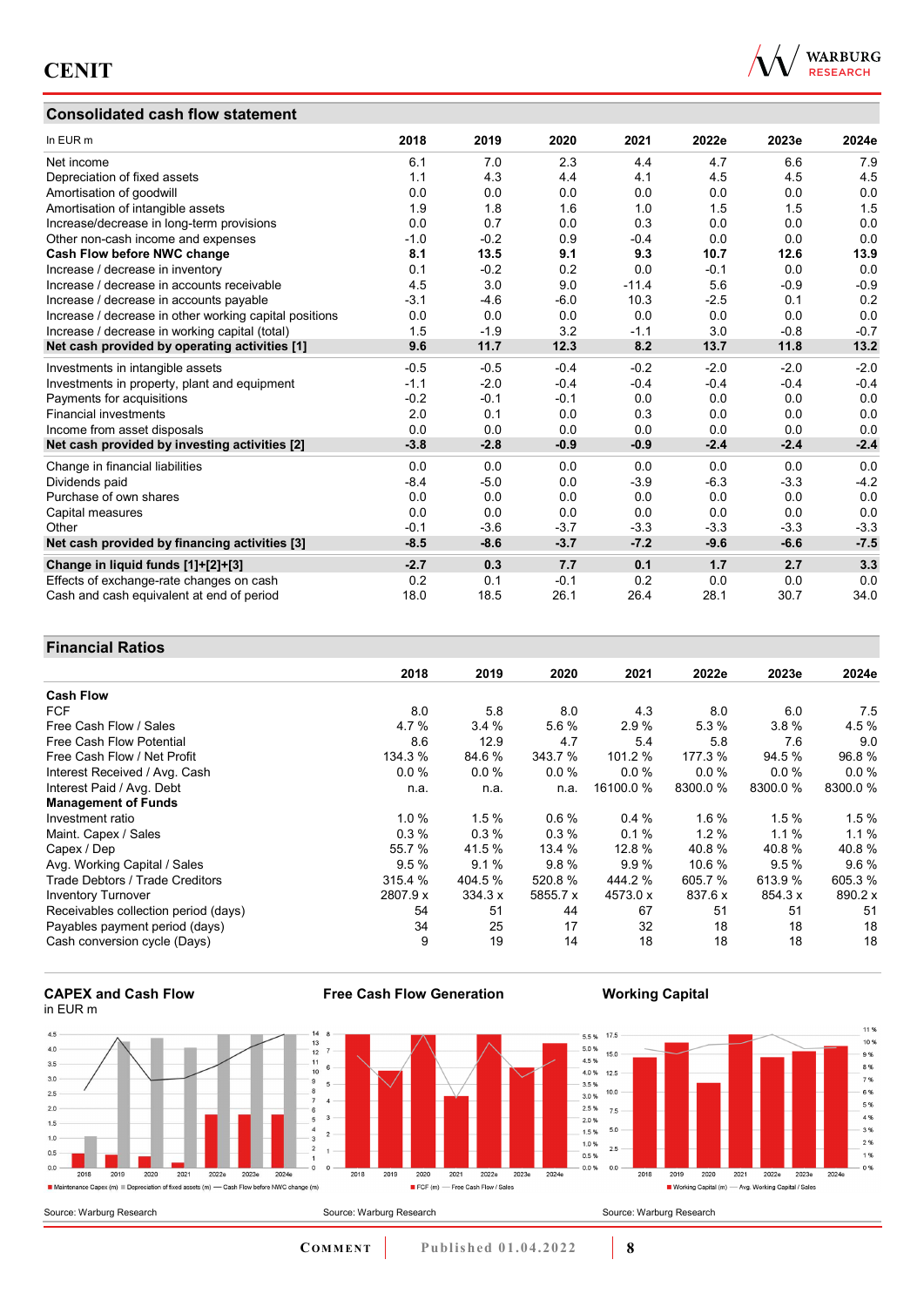## Consolidated cash flow statement

| In EUR m | 2018 | 2019 | 2020 | 2021 | 2022e | 2023e | 2024e |
|---|---|---|---|---|---|---|---|
| Net income | 6.1 | 7.0 | 2.3 | 4.4 | 4.7 | 6.6 | 7.9 |
| Depreciation of fixed assets | 1.1 | 4.3 | 4.4 | 4.1 | 4.5 | 4.5 | 4.5 |
| Amortisation of goodwill | 0.0 | 0.0 | 0.0 | 0.0 | 0.0 | 0.0 | 0.0 |
| Amortisation of intangible assets | 1.9 | 1.8 | 1.6 | 1.0 | 1.5 | 1.5 | 1.5 |
| Increase/decrease in long-term provisions | 0.0 | 0.7 | 0.0 | 0.3 | 0.0 | 0.0 | 0.0 |
| Other non-cash income and expenses | -1.0 | -0.2 | 0.9 | -0.4 | 0.0 | 0.0 | 0.0 |
| **Cash Flow before NWC change** | **8.1** | **13.5** | **9.1** | **9.3** | **10.7** | **12.6** | **13.9** |
| Increase / decrease in inventory | 0.1 | -0.2 | 0.2 | 0.0 | -0.1 | 0.0 | 0.0 |
| Increase / decrease in accounts receivable | 4.5 | 3.0 | 9.0 | -11.4 | 5.6 | -0.9 | -0.9 |
| Increase / decrease in accounts payable | -3.1 | -4.6 | -6.0 | 10.3 | -2.5 | 0.1 | 0.2 |
| Increase / decrease in other working capital positions | 0.0 | 0.0 | 0.0 | 0.0 | 0.0 | 0.0 | 0.0 |
| Increase / decrease in working capital (total) | 1.5 | -1.9 | 3.2 | -1.1 | 3.0 | -0.8 | -0.7 |
| **Net cash provided by operating activities [1]** | **9.6** | **11.7** | **12.3** | **8.2** | **13.7** | **11.8** | **13.2** |
| Investments in intangible assets | -0.5 | -0.5 | -0.4 | -0.2 | -2.0 | -2.0 | -2.0 |
| Investments in property, plant and equipment | -1.1 | -2.0 | -0.4 | -0.4 | -0.4 | -0.4 | -0.4 |
| Payments for acquisitions | -0.2 | -0.1 | -0.1 | 0.0 | 0.0 | 0.0 | 0.0 |
| Financial investments | 2.0 | 0.1 | 0.0 | 0.3 | 0.0 | 0.0 | 0.0 |
| Income from asset disposals | 0.0 | 0.0 | 0.0 | 0.0 | 0.0 | 0.0 | 0.0 |
| **Net cash provided by investing activities [2]** | **-3.8** | **-2.8** | **-0.9** | **-0.9** | **-2.4** | **-2.4** | **-2.4** |
| Change in financial liabilities | 0.0 | 0.0 | 0.0 | 0.0 | 0.0 | 0.0 | 0.0 |
| Dividends paid | -8.4 | -5.0 | 0.0 | -3.9 | -6.3 | -3.3 | -4.2 |
| Purchase of own shares | 0.0 | 0.0 | 0.0 | 0.0 | 0.0 | 0.0 | 0.0 |
| Capital measures | 0.0 | 0.0 | 0.0 | 0.0 | 0.0 | 0.0 | 0.0 |
| Other | -0.1 | -3.6 | -3.7 | -3.3 | -3.3 | -3.3 | -3.3 |
| **Net cash provided by financing activities [3]** | **-8.5** | **-8.6** | **-3.7** | **-7.2** | **-9.6** | **-6.6** | **-7.5** |
| **Change in liquid funds [1]+[2]+[3]** | **-2.7** | **0.3** | **7.7** | **0.1** | **1.7** | **2.7** | **3.3** |
| Effects of exchange-rate changes on cash | 0.2 | 0.1 | -0.1 | 0.2 | 0.0 | 0.0 | 0.0 |
| Cash and cash equivalent at end of period | 18.0 | 18.5 | 26.1 | 26.4 | 28.1 | 30.7 | 34.0 |

## Financial Ratios

| | 2018 | 2019 | 2020 | 2021 | 2022e | 2023e | 2024e |
|---|---|---|---|---|---|---|---|
| **Cash Flow** | | | | | | | |
| FCF | 8.0 | 5.8 | 8.0 | 4.3 | 8.0 | 6.0 | 7.5 |
| Free Cash Flow / Sales | 4.7 % | 3.4 % | 5.6 % | 2.9 % | 5.3 % | 3.8 % | 4.5 % |
| Free Cash Flow Potential | 8.6 | 12.9 | 4.7 | 5.4 | 5.8 | 7.6 | 9.0 |
| Free Cash Flow / Net Profit | 134.3 % | 84.6 % | 343.7 % | 101.2 % | 177.3 % | 94.5 % | 96.8 % |
| Interest Received / Avg. Cash | 0.0 % | 0.0 % | 0.0 % | 0.0 % | 0.0 % | 0.0 % | 0.0 % |
| Interest Paid / Avg. Debt | n.a. | n.a. | n.a. | 16100.0 % | 8300.0 % | 8300.0 % | 8300.0 % |
| **Management of Funds** | | | | | | | |
| Investment ratio | 1.0 % | 1.5 % | 0.6 % | 0.4 % | 1.6 % | 1.5 % | 1.5 % |
| Maint. Capex / Sales | 0.3 % | 0.3 % | 0.3 % | 0.1 % | 1.2 % | 1.1 % | 1.1 % |
| Capex / Dep | 55.7 % | 41.5 % | 13.4 % | 12.8 % | 40.8 % | 40.8 % | 40.8 % |
| Avg. Working Capital / Sales | 9.5 % | 9.1 % | 9.8 % | 9.9 % | 10.6 % | 9.5 % | 9.6 % |
| Trade Debtors / Trade Creditors | 315.4 % | 404.5 % | 520.8 % | 444.2 % | 605.7 % | 613.9 % | 605.3 % |
| Inventory Turnover | 2807.9 x | 334.3 x | 5855.7 x | 4573.0 x | 837.6 x | 854.3 x | 890.2 x |
| Receivables collection period (days) | 54 | 51 | 44 | 67 | 51 | 51 | 51 |
| Payables payment period (days) | 34 | 25 | 17 | 32 | 18 | 18 | 18 |
| Cash conversion cycle (Days) | 9 | 19 | 14 | 18 | 18 | 18 | 18 |

**CAPEX and Cash Flow**
in EUR m

Source: Warburg Research

**Free Cash Flow Generation**

Source: Warburg Research

**Working Capital**

Source: Warburg Research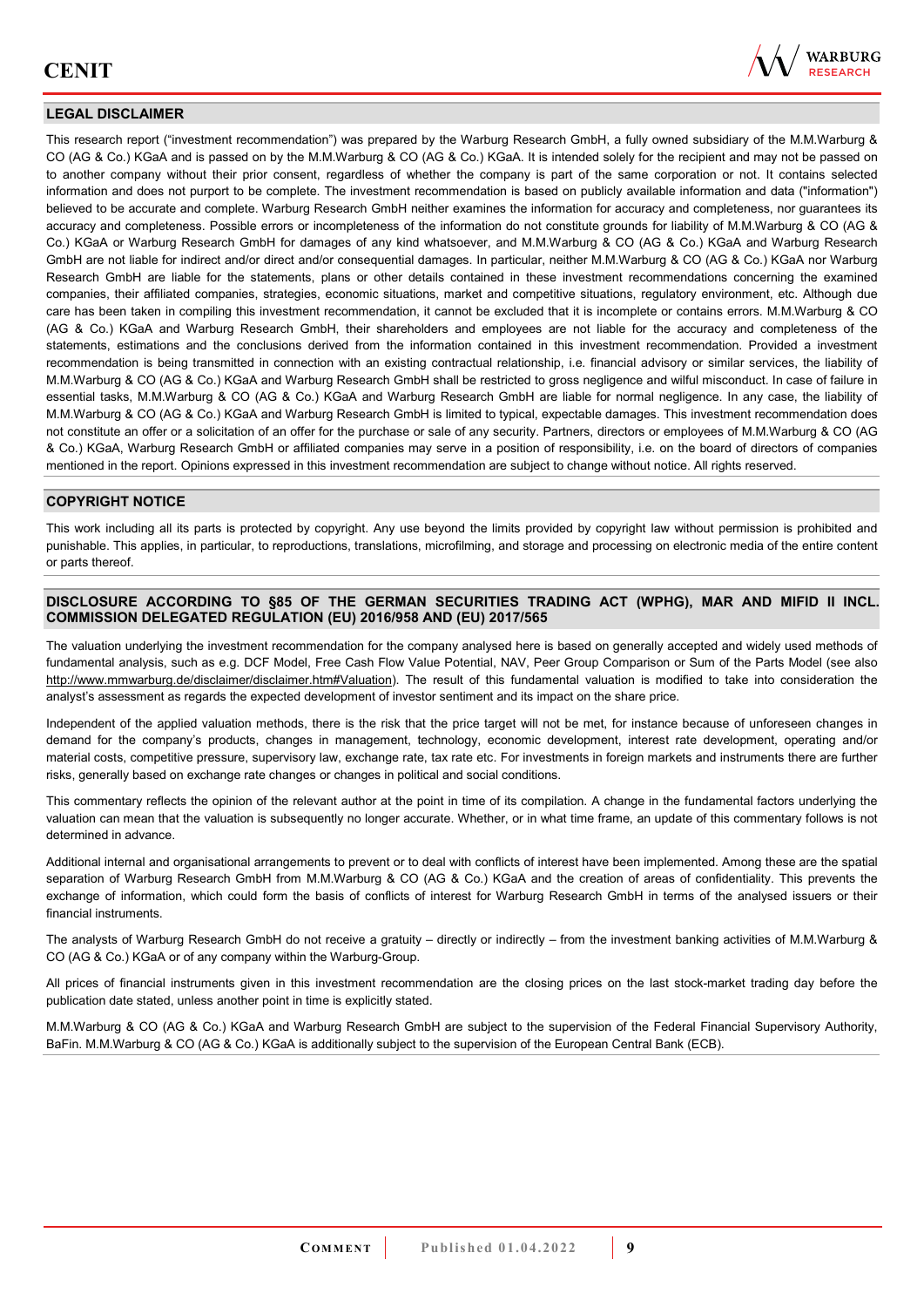## LEGAL DISCLAIMER

This research report ("investment recommendation") was prepared by the Warburg Research GmbH, a fully owned subsidiary of the M.M.Warburg & CO (AG & Co.) KGaA and is passed on by the M.M.Warburg & CO (AG & Co.) KGaA. It is intended solely for the recipient and may not be passed on to another company without their prior consent, regardless of whether the company is part of the same corporation or not. It contains selected information and does not purport to be complete. The investment recommendation is based on publicly available information and data ("information") believed to be accurate and complete. Warburg Research GmbH neither examines the information for accuracy and completeness, nor guarantees its accuracy and completeness. Possible errors or incompleteness of the information do not constitute grounds for liability of M.M.Warburg & CO (AG & Co.) KGaA or Warburg Research GmbH for damages of any kind whatsoever, and M.M.Warburg & CO (AG & Co.) KGaA and Warburg Research GmbH are not liable for indirect and/or direct and/or consequential damages. In particular, neither M.M.Warburg & CO (AG & Co.) KGaA nor Warburg Research GmbH are liable for the statements, plans or other details contained in these investment recommendations concerning the examined companies, their affiliated companies, strategies, economic situations, market and competitive situations, regulatory environment, etc. Although due care has been taken in compiling this investment recommendation, it cannot be excluded that it is incomplete or contains errors. M.M.Warburg & CO (AG & Co.) KGaA and Warburg Research GmbH, their shareholders and employees are not liable for the accuracy and completeness of the statements, estimations and the conclusions derived from the information contained in this investment recommendation. Provided a investment recommendation is being transmitted in connection with an existing contractual relationship, i.e. financial advisory or similar services, the liability of M.M.Warburg & CO (AG & Co.) KGaA and Warburg Research GmbH shall be restricted to gross negligence and wilful misconduct. In case of failure in essential tasks, M.M.Warburg & CO (AG & Co.) KGaA and Warburg Research GmbH are liable for normal negligence. In any case, the liability of M.M.Warburg & CO (AG & Co.) KGaA and Warburg Research GmbH is limited to typical, expectable damages. This investment recommendation does not constitute an offer or a solicitation of an offer for the purchase or sale of any security. Partners, directors or employees of M.M.Warburg & CO (AG & Co.) KGaA, Warburg Research GmbH or affiliated companies may serve in a position of responsibility, i.e. on the board of directors of companies mentioned in the report. Opinions expressed in this investment recommendation are subject to change without notice. All rights reserved.

## COPYRIGHT NOTICE

This work including all its parts is protected by copyright. Any use beyond the limits provided by copyright law without permission is prohibited and punishable. This applies, in particular, to reproductions, translations, microfilming, and storage and processing on electronic media of the entire content or parts thereof.

## DISCLOSURE ACCORDING TO §85 OF THE GERMAN SECURITIES TRADING ACT (WPHG), MAR AND MIFID II INCL. COMMISSION DELEGATED REGULATION (EU) 2016/958 AND (EU) 2017/565

The valuation underlying the investment recommendation for the company analysed here is based on generally accepted and widely used methods of fundamental analysis, such as e.g. DCF Model, Free Cash Flow Value Potential, NAV, Peer Group Comparison or Sum of the Parts Model (see also http://www.mmwarburg.de/disclaimer/disclaimer.htm#Valuation). The result of this fundamental valuation is modified to take into consideration the analyst's assessment as regards the expected development of investor sentiment and its impact on the share price.

Independent of the applied valuation methods, there is the risk that the price target will not be met, for instance because of unforeseen changes in demand for the company's products, changes in management, technology, economic development, interest rate development, operating and/or material costs, competitive pressure, supervisory law, exchange rate, tax rate etc. For investments in foreign markets and instruments there are further risks, generally based on exchange rate changes or changes in political and social conditions.

This commentary reflects the opinion of the relevant author at the point in time of its compilation. A change in the fundamental factors underlying the valuation can mean that the valuation is subsequently no longer accurate. Whether, or in what time frame, an update of this commentary follows is not determined in advance.

Additional internal and organisational arrangements to prevent or to deal with conflicts of interest have been implemented. Among these are the spatial separation of Warburg Research GmbH from M.M.Warburg & CO (AG & Co.) KGaA and the creation of areas of confidentiality. This prevents the exchange of information, which could form the basis of conflicts of interest for Warburg Research GmbH in terms of the analysed issuers or their financial instruments.

The analysts of Warburg Research GmbH do not receive a gratuity – directly or indirectly – from the investment banking activities of M.M.Warburg & CO (AG & Co.) KGaA or of any company within the Warburg-Group.

All prices of financial instruments given in this investment recommendation are the closing prices on the last stock-market trading day before the publication date stated, unless another point in time is explicitly stated.

M.M.Warburg & CO (AG & Co.) KGaA and Warburg Research GmbH are subject to the supervision of the Federal Financial Supervisory Authority, BaFin. M.M.Warburg & CO (AG & Co.) KGaA is additionally subject to the supervision of the European Central Bank (ECB).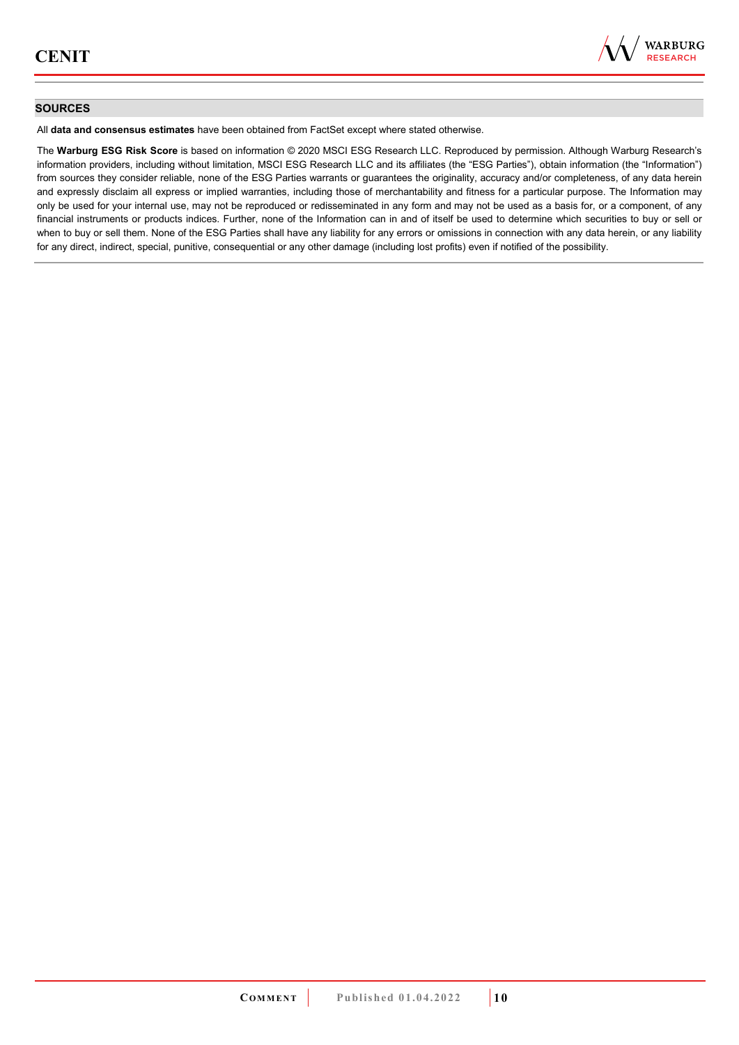## SOURCES

All **data and consensus estimates** have been obtained from FactSet except where stated otherwise.

The **Warburg ESG Risk Score** is based on information © 2020 MSCI ESG Research LLC. Reproduced by permission. Although Warburg Research's information providers, including without limitation, MSCI ESG Research LLC and its affiliates (the "ESG Parties"), obtain information (the "Information") from sources they consider reliable, none of the ESG Parties warrants or guarantees the originality, accuracy and/or completeness, of any data herein and expressly disclaim all express or implied warranties, including those of merchantability and fitness for a particular purpose. The Information may only be used for your internal use, may not be reproduced or redisseminated in any form and may not be used as a basis for, or a component, of any financial instruments or products indices. Further, none of the Information can in and of itself be used to determine which securities to buy or sell or when to buy or sell them. None of the ESG Parties shall have any liability for any errors or omissions in connection with any data herein, or any liability for any direct, indirect, special, punitive, consequential or any other damage (including lost profits) even if notified of the possibility.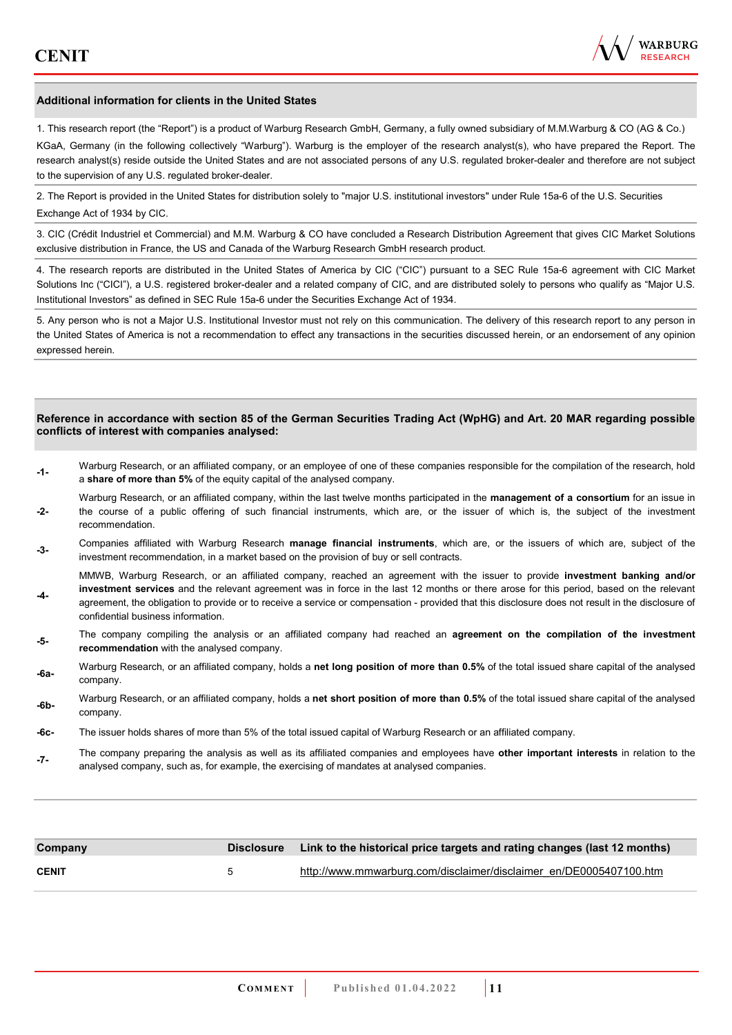## Additional information for clients in the United States

1. This research report (the "Report") is a product of Warburg Research GmbH, Germany, a fully owned subsidiary of M.M.Warburg & CO (AG & Co.) KGaA, Germany (in the following collectively "Warburg"). Warburg is the employer of the research analyst(s), who have prepared the Report. The research analyst(s) reside outside the United States and are not associated persons of any U.S. regulated broker-dealer and therefore are not subject to the supervision of any U.S. regulated broker-dealer.

2. The Report is provided in the United States for distribution solely to "major U.S. institutional investors" under Rule 15a-6 of the U.S. Securities Exchange Act of 1934 by CIC.

3. CIC (Crédit Industriel et Commercial) and M.M. Warburg & CO have concluded a Research Distribution Agreement that gives CIC Market Solutions exclusive distribution in France, the US and Canada of the Warburg Research GmbH research product.

4. The research reports are distributed in the United States of America by CIC ("CIC") pursuant to a SEC Rule 15a-6 agreement with CIC Market Solutions Inc ("CICI"), a U.S. registered broker-dealer and a related company of CIC, and are distributed solely to persons who qualify as "Major U.S. Institutional Investors" as defined in SEC Rule 15a-6 under the Securities Exchange Act of 1934.

5. Any person who is not a Major U.S. Institutional Investor must not rely on this communication. The delivery of this research report to any person in the United States of America is not a recommendation to effect any transactions in the securities discussed herein, or an endorsement of any opinion expressed herein.

## Reference in accordance with section 85 of the German Securities Trading Act (WpHG) and Art. 20 MAR regarding possible conflicts of interest with companies analysed:

- **-1-** Warburg Research, or an affiliated company, or an employee of one of these companies responsible for the compilation of the research, hold a **share of more than 5%** of the equity capital of the analysed company.
- **-2-** Warburg Research, or an affiliated company, within the last twelve months participated in the **management of a consortium** for an issue in the course of a public offering of such financial instruments, which are, or the issuer of which is, the subject of the investment recommendation.
- **-3-** Companies affiliated with Warburg Research **manage financial instruments**, which are, or the issuers of which are, subject of the investment recommendation, in a market based on the provision of buy or sell contracts.
- **-4-** MMWB, Warburg Research, or an affiliated company, reached an agreement with the issuer to provide **investment banking and/or investment services** and the relevant agreement was in force in the last 12 months or there arose for this period, based on the relevant agreement, the obligation to provide or to receive a service or compensation - provided that this disclosure does not result in the disclosure of confidential business information.
- **-5-** The company compiling the analysis or an affiliated company had reached an **agreement on the compilation of the investment recommendation** with the analysed company.
- **-6a-** Warburg Research, or an affiliated company, holds a **net long position of more than 0.5%** of the total issued share capital of the analysed company.
- **-6b-** Warburg Research, or an affiliated company, holds a **net short position of more than 0.5%** of the total issued share capital of the analysed company.
- **-6c-** The issuer holds shares of more than 5% of the total issued capital of Warburg Research or an affiliated company.
- **-7-** The company preparing the analysis as well as its affiliated companies and employees have **other important interests** in relation to the analysed company, such as, for example, the exercising of mandates at analysed companies.

| Company | Disclosure | Link to the historical price targets and rating changes (last 12 months) |
|---|---|---|
| CENIT | 5 | http://www.mmwarburg.com/disclaimer/disclaimer_en/DE0005407100.htm |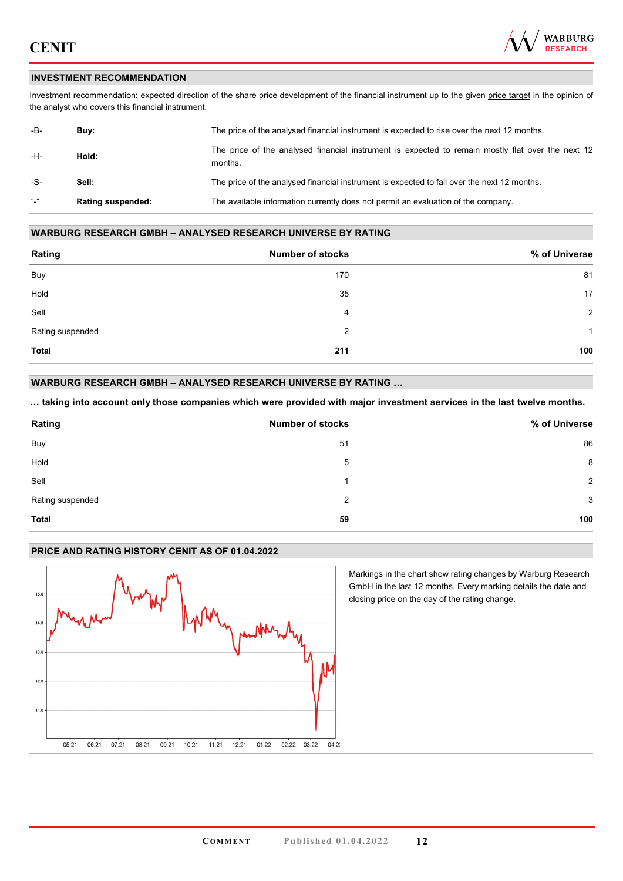## INVESTMENT RECOMMENDATION

Investment recommendation: expected direction of the share price development of the financial instrument up to the given price target in the opinion of the analyst who covers this financial instrument.

| | | |
|---|---|---|
| -B- | **Buy:** | The price of the analysed financial instrument is expected to rise over the next 12 months. |
| -H- | **Hold:** | The price of the analysed financial instrument is expected to remain mostly flat over the next 12 months. |
| -S- | **Sell:** | The price of the analysed financial instrument is expected to fall over the next 12 months. |
| "-" | **Rating suspended:** | The available information currently does not permit an evaluation of the company. |

## WARBURG RESEARCH GMBH – ANALYSED RESEARCH UNIVERSE BY RATING

| Rating | Number of stocks | % of Universe |
|---|---|---|
| Buy | 170 | 81 |
| Hold | 35 | 17 |
| Sell | 4 | 2 |
| Rating suspended | 2 | 1 |
| **Total** | **211** | **100** |

## WARBURG RESEARCH GMBH – ANALYSED RESEARCH UNIVERSE BY RATING …

**… taking into account only those companies which were provided with major investment services in the last twelve months.**

| Rating | Number of stocks | % of Universe |
|---|---|---|
| Buy | 51 | 86 |
| Hold | 5 | 8 |
| Sell | 1 | 2 |
| Rating suspended | 2 | 3 |
| **Total** | **59** | **100** |

## PRICE AND RATING HISTORY CENIT AS OF 01.04.2022

Markings in the chart show rating changes by Warburg Research GmbH in the last 12 months. Every marking details the date and closing price on the day of the rating change.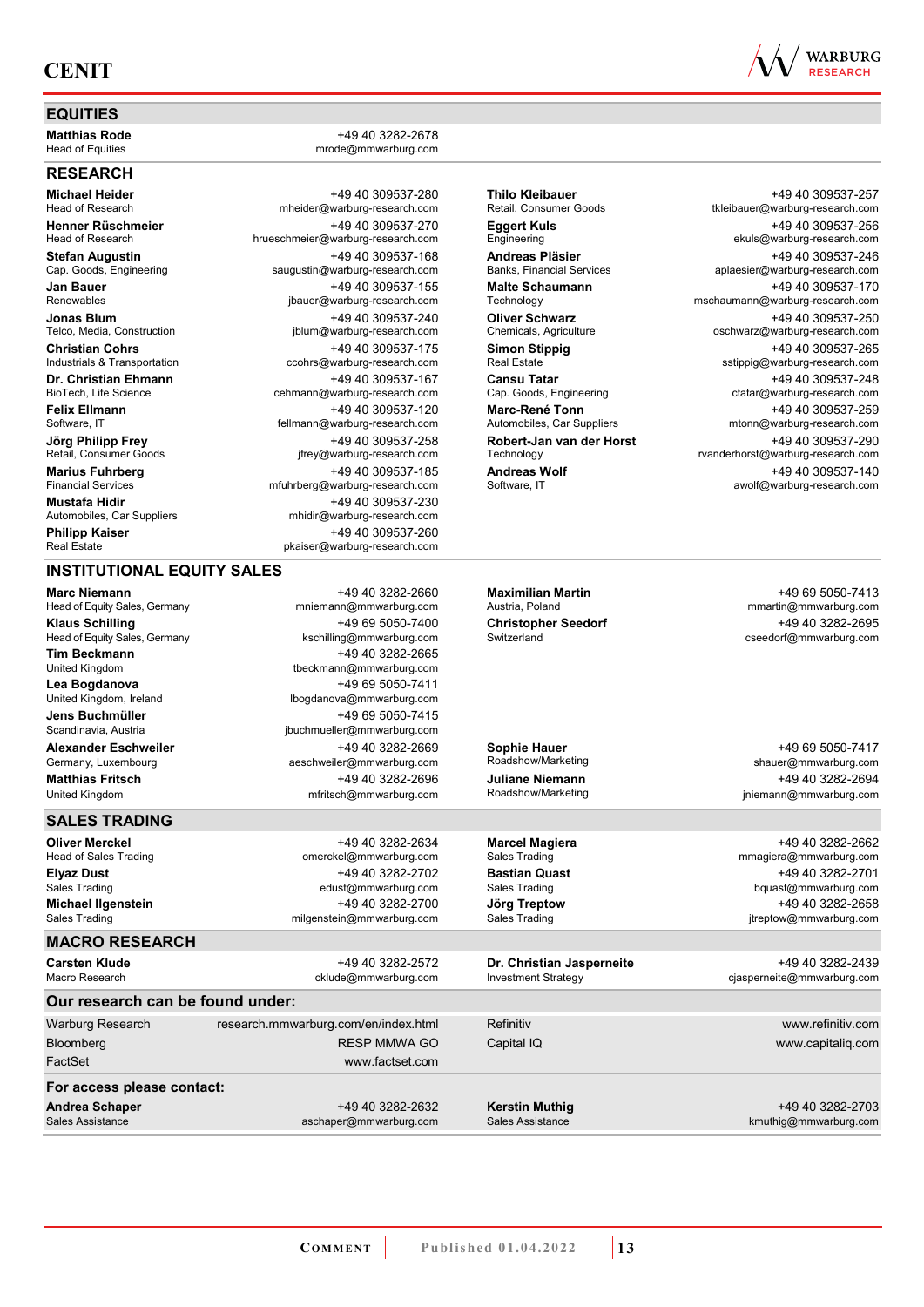## EQUITIES

**Matthias Rode**
Head of Equities
+49 40 3282-2678
mrode@mmwarburg.com

## RESEARCH

**Michael Heider**
Head of Research
+49 40 309537-280
mheider@warburg-research.com

**Henner Rüschmeier**
Head of Research
+49 40 309537-270
hrueschmeier@warburg-research.com

**Stefan Augustin**
Cap. Goods, Engineering
+49 40 309537-168
saugustin@warburg-research.com

**Jan Bauer**
Renewables
+49 40 309537-155
jbauer@warburg-research.com

**Jonas Blum**
Telco, Media, Construction
+49 40 309537-240
jblum@warburg-research.com

**Christian Cohrs**
Industrials & Transportation
+49 40 309537-175
ccohrs@warburg-research.com

**Dr. Christian Ehmann**
BioTech, Life Science
+49 40 309537-167
cehmann@warburg-research.com

**Felix Ellmann**
Software, IT
+49 40 309537-120
fellmann@warburg-research.com

**Jörg Philipp Frey**
Retail, Consumer Goods
+49 40 309537-258
jfrey@warburg-research.com

**Marius Fuhrberg**
Financial Services
+49 40 309537-185
mfuhrberg@warburg-research.com

**Mustafa Hidir**
Automobiles, Car Suppliers
+49 40 309537-230
mhidir@warburg-research.com

**Philipp Kaiser**
Real Estate
+49 40 309537-260
pkaiser@warburg-research.com

**Thilo Kleibauer**
Retail, Consumer Goods
+49 40 309537-257
tkleibauer@warburg-research.com

**Eggert Kuls**
Engineering
+49 40 309537-256
ekuls@warburg-research.com

**Andreas Pläsier**
Banks, Financial Services
+49 40 309537-246
aplaesier@warburg-research.com

**Malte Schaumann**
Technology
+49 40 309537-170
mschaumann@warburg-research.com

**Oliver Schwarz**
Chemicals, Agriculture
+49 40 309537-250
oschwarz@warburg-research.com

**Simon Stippig**
Real Estate
+49 40 309537-265
sstippig@warburg-research.com

**Cansu Tatar**
Cap. Goods, Engineering
+49 40 309537-248
ctatar@warburg-research.com

**Marc-René Tonn**
Automobiles, Car Suppliers
+49 40 309537-259
mtonn@warburg-research.com

**Robert-Jan van der Horst**
Technology
+49 40 309537-290
rvanderhorst@warburg-research.com

**Andreas Wolf**
Software, IT
+49 40 309537-140
awolf@warburg-research.com

## INSTITUTIONAL EQUITY SALES

**Marc Niemann**
Head of Equity Sales, Germany
+49 40 3282-2660
mniemann@mmwarburg.com

**Klaus Schilling**
Head of Equity Sales, Germany
+49 69 5050-7400
kschilling@mmwarburg.com

**Tim Beckmann**
United Kingdom
+49 40 3282-2665
tbeckmann@mmwarburg.com

**Lea Bogdanova**
United Kingdom, Ireland
+49 69 5050-7411
lbogdanova@mmwarburg.com

**Jens Buchmüller**
Scandinavia, Austria
+49 69 5050-7415
jbuchmueller@mmwarburg.com

**Alexander Eschweiler**
Germany, Luxembourg
+49 40 3282-2669
aeschweiler@mmwarburg.com

**Matthias Fritsch**
United Kingdom
+49 40 3282-2696
mfritsch@mmwarburg.com

**Maximilian Martin**
Austria, Poland
+49 69 5050-7413
mmartin@mmwarburg.com

**Christopher Seedorf**
Switzerland
+49 40 3282-2695
cseedorf@mmwarburg.com

**Sophie Hauer**
Roadshow/Marketing
+49 69 5050-7417
shauer@mmwarburg.com

**Juliane Niemann**
Roadshow/Marketing
+49 40 3282-2694
jniemann@mmwarburg.com

## SALES TRADING

**Oliver Merckel**
Head of Sales Trading
+49 40 3282-2634
omerckel@mmwarburg.com

**Elyaz Dust**
Sales Trading
+49 40 3282-2702
edust@mmwarburg.com

**Michael Ilgenstein**
Sales Trading
+49 40 3282-2700
milgenstein@mmwarburg.com

**Marcel Magiera**
Sales Trading
+49 40 3282-2662
mmagiera@mmwarburg.com

**Bastian Quast**
Sales Trading
+49 40 3282-2701
bquast@mmwarburg.com

**Jörg Treptow**
Sales Trading
+49 40 3282-2658
jtreptow@mmwarburg.com

## MACRO RESEARCH

**Carsten Klude**
Macro Research
+49 40 3282-2572
cklude@mmwarburg.com

**Dr. Christian Jasperneite**
Investment Strategy
+49 40 3282-2439
cjasperneite@mmwarburg.com

## Our research can be found under:

| | | | |
|---|---|---|---|
| Warburg Research | research.mmwarburg.com/en/index.html | Refinitiv | www.refinitiv.com |
| Bloomberg | RESP MMWA GO | Capital IQ | www.capitaliq.com |
| FactSet | www.factset.com | | |

## For access please contact:

**Andrea Schaper**
Sales Assistance
+49 40 3282-2632
aschaper@mmwarburg.com

**Kerstin Muthig**
Sales Assistance
+49 40 3282-2703
kmuthig@mmwarburg.com